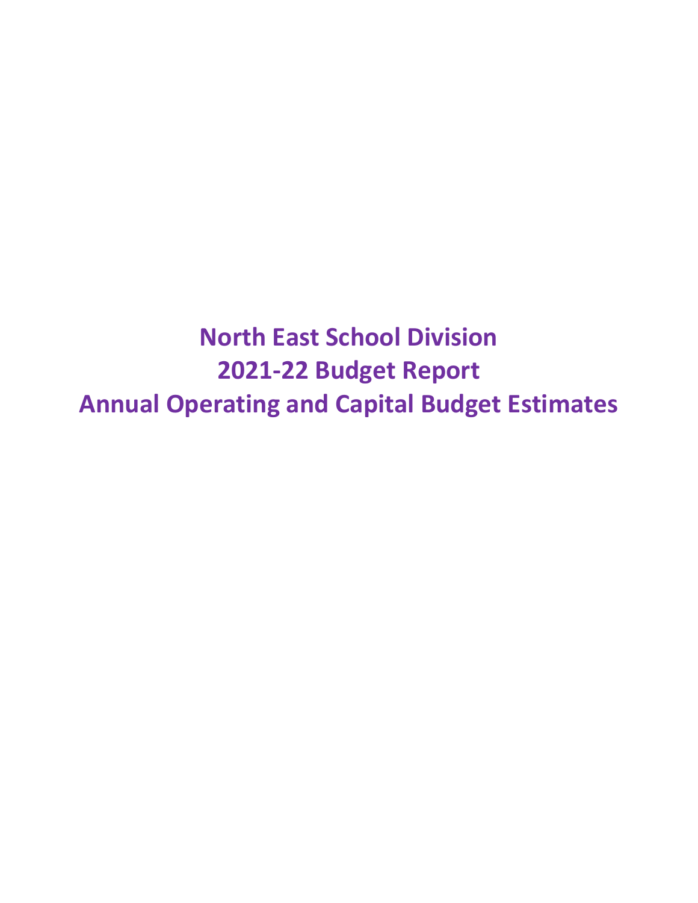# North East School Division
# 2021-22 Budget Report
# Annual Operating and Capital Budget Estimates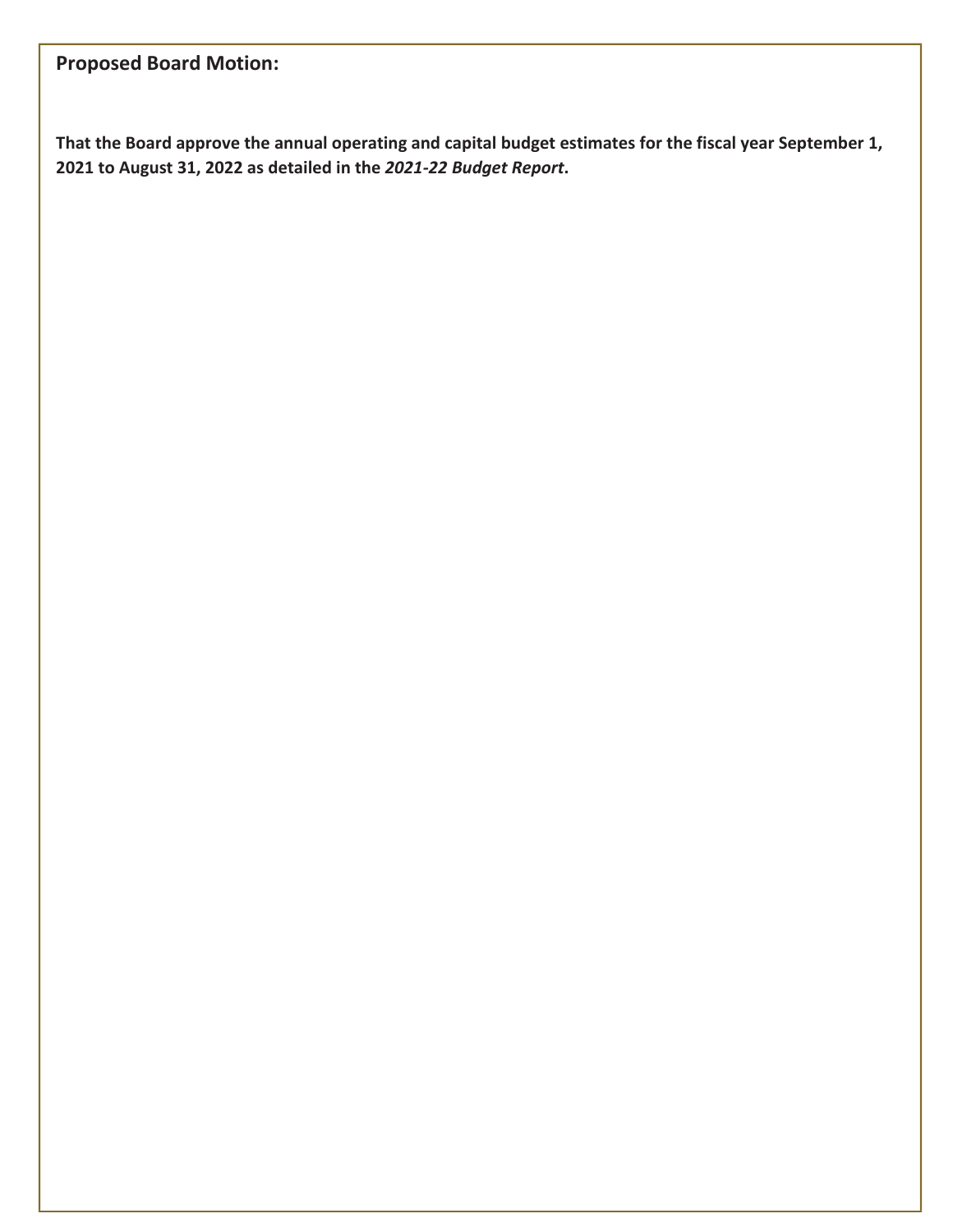**Proposed Board Motion:**

**That the Board approve the annual operating and capital budget estimates for the fiscal year September 1, 2021 to August 31, 2022 as detailed in the *2021-22 Budget Report*.**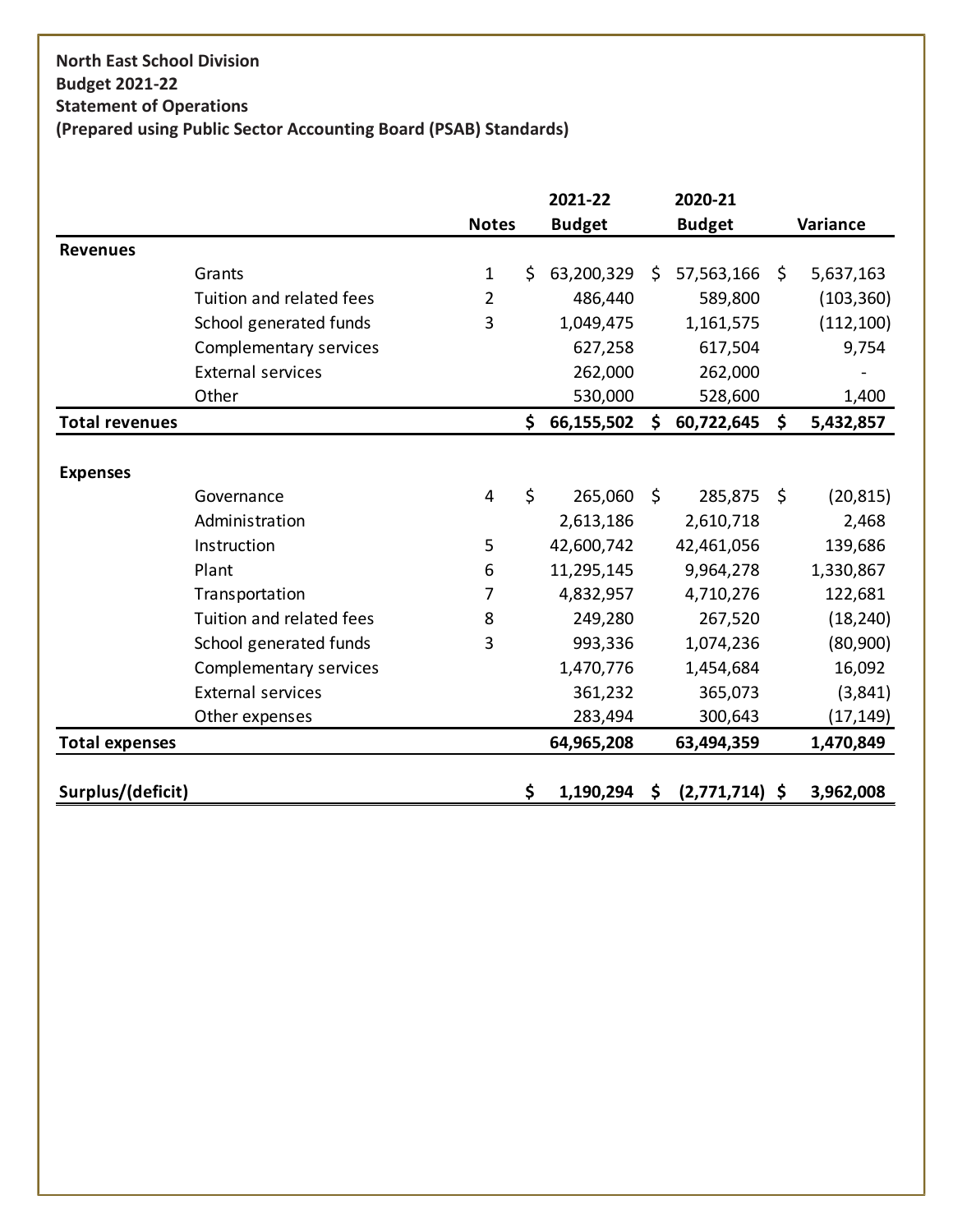**North East School Division**
**Budget 2021-22**
**Statement of Operations**
**(Prepared using Public Sector Accounting Board (PSAB) Standards)**

| | Notes | 2021-22 Budget | 2020-21 Budget | Variance |
|---|---|---|---|---|
| **Revenues** | | | | |
| Grants | 1 | $ 63,200,329 | $ 57,563,166 | $ 5,637,163 |
| Tuition and related fees | 2 | 486,440 | 589,800 | (103,360) |
| School generated funds | 3 | 1,049,475 | 1,161,575 | (112,100) |
| Complementary services | | 627,258 | 617,504 | 9,754 |
| External services | | 262,000 | 262,000 | - |
| Other | | 530,000 | 528,600 | 1,400 |
| **Total revenues** | | **$ 66,155,502** | **$ 60,722,645** | **$ 5,432,857** |
| | | | | |
| **Expenses** | | | | |
| Governance | 4 | $ 265,060 | $ 285,875 | $ (20,815) |
| Administration | | 2,613,186 | 2,610,718 | 2,468 |
| Instruction | 5 | 42,600,742 | 42,461,056 | 139,686 |
| Plant | 6 | 11,295,145 | 9,964,278 | 1,330,867 |
| Transportation | 7 | 4,832,957 | 4,710,276 | 122,681 |
| Tuition and related fees | 8 | 249,280 | 267,520 | (18,240) |
| School generated funds | 3 | 993,336 | 1,074,236 | (80,900) |
| Complementary services | | 1,470,776 | 1,454,684 | 16,092 |
| External services | | 361,232 | 365,073 | (3,841) |
| Other expenses | | 283,494 | 300,643 | (17,149) |
| **Total expenses** | | **64,965,208** | **63,494,359** | **1,470,849** |
| | | | | |
| **Surplus/(deficit)** | | **$ 1,190,294** | **$ (2,771,714)** | **$ 3,962,008** |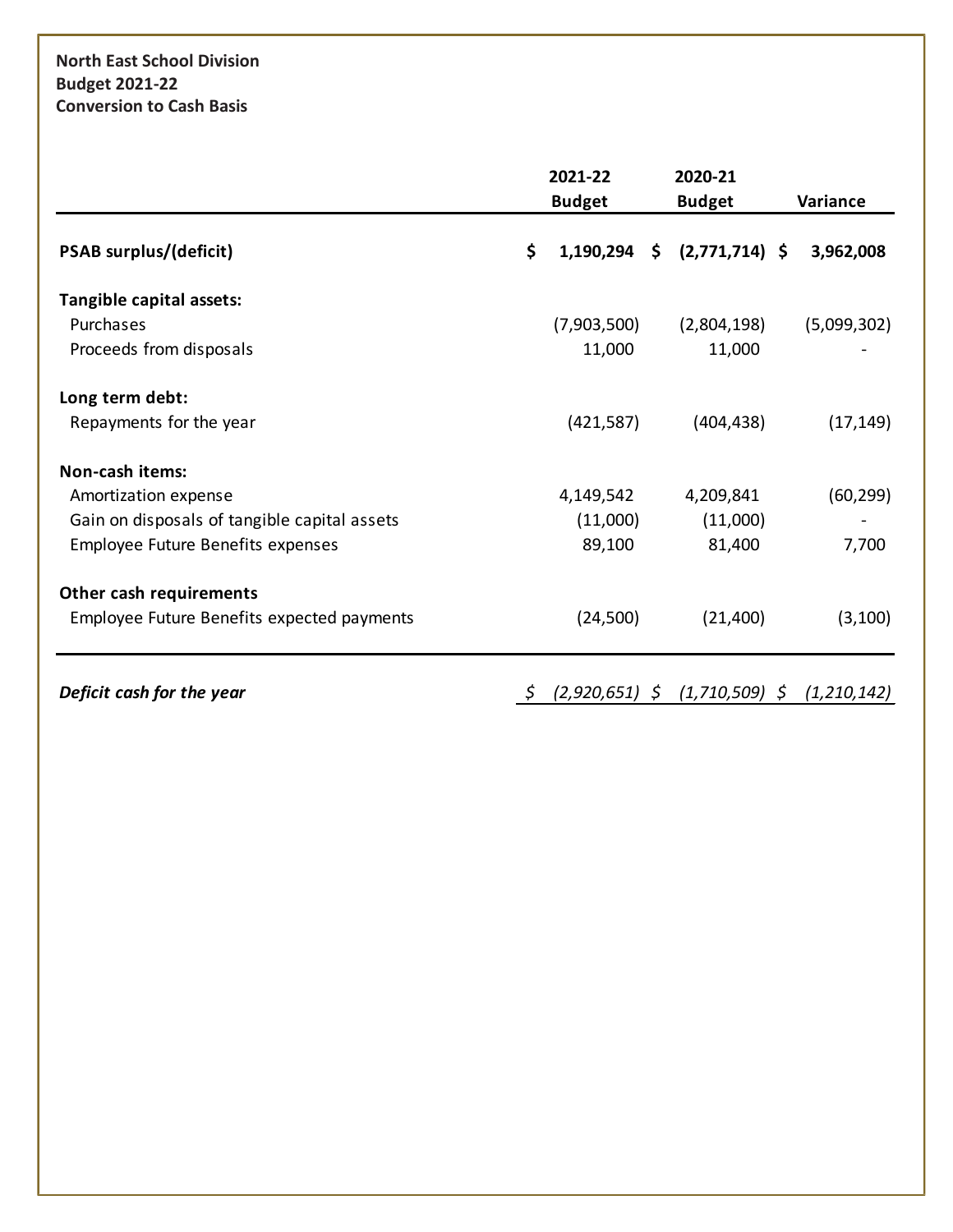**North East School Division**
**Budget 2021-22**
**Conversion to Cash Basis**

| | 2021-22 Budget | 2020-21 Budget | Variance |
|---|---|---|---|
| **PSAB surplus/(deficit)** | **$ 1,190,294** | **$ (2,771,714)** | **$ 3,962,008** |
| **Tangible capital assets:** | | | |
| Purchases | (7,903,500) | (2,804,198) | (5,099,302) |
| Proceeds from disposals | 11,000 | 11,000 | - |
| **Long term debt:** | | | |
| Repayments for the year | (421,587) | (404,438) | (17,149) |
| **Non-cash items:** | | | |
| Amortization expense | 4,149,542 | 4,209,841 | (60,299) |
| Gain on disposals of tangible capital assets | (11,000) | (11,000) | - |
| Employee Future Benefits expenses | 89,100 | 81,400 | 7,700 |
| **Other cash requirements** | | | |
| Employee Future Benefits expected payments | (24,500) | (21,400) | (3,100) |
| ***Deficit cash for the year*** | *$ (2,920,651)* | *$ (1,710,509)* | *$ (1,210,142)* |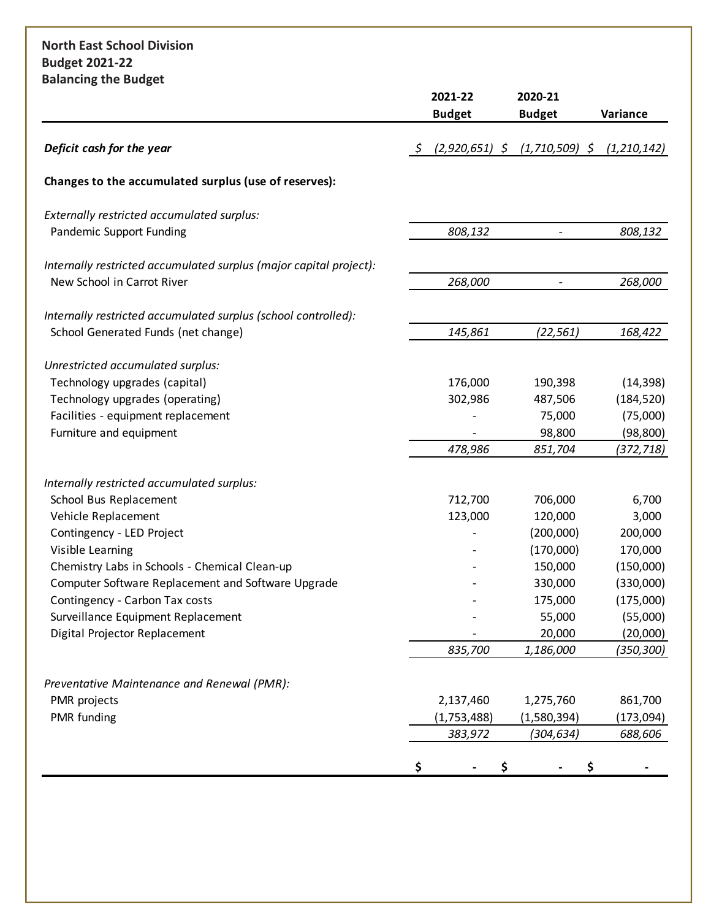**North East School Division**
**Budget 2021-22**
**Balancing the Budget**

| | 2021-22 Budget | 2020-21 Budget | Variance |
|---|---|---|---|
| ***Deficit cash for the year*** | *$ (2,920,651)* | *$ (1,710,509)* | *$ (1,210,142)* |
| **Changes to the accumulated surplus (use of reserves):** | | | |
| *Externally restricted accumulated surplus:* | | | |
| Pandemic Support Funding | *808,132* | *-* | *808,132* |
| *Internally restricted accumulated surplus (major capital project):* | | | |
| New School in Carrot River | *268,000* | *-* | *268,000* |
| *Internally restricted accumulated surplus (school controlled):* | | | |
| School Generated Funds (net change) | *145,861* | *(22,561)* | *168,422* |
| *Unrestricted accumulated surplus:* | | | |
| Technology upgrades (capital) | 176,000 | 190,398 | (14,398) |
| Technology upgrades (operating) | 302,986 | 487,506 | (184,520) |
| Facilities - equipment replacement | - | 75,000 | (75,000) |
| Furniture and equipment | - | 98,800 | (98,800) |
| | *478,986* | *851,704* | *(372,718)* |
| *Internally restricted accumulated surplus:* | | | |
| School Bus Replacement | 712,700 | 706,000 | 6,700 |
| Vehicle Replacement | 123,000 | 120,000 | 3,000 |
| Contingency - LED Project | - | (200,000) | 200,000 |
| Visible Learning | - | (170,000) | 170,000 |
| Chemistry Labs in Schools - Chemical Clean-up | - | 150,000 | (150,000) |
| Computer Software Replacement and Software Upgrade | - | 330,000 | (330,000) |
| Contingency - Carbon Tax costs | - | 175,000 | (175,000) |
| Surveillance Equipment Replacement | - | 55,000 | (55,000) |
| Digital Projector Replacement | - | 20,000 | (20,000) |
| | *835,700* | *1,186,000* | *(350,300)* |
| *Preventative Maintenance and Renewal (PMR):* | | | |
| PMR projects | 2,137,460 | 1,275,760 | 861,700 |
| PMR funding | (1,753,488) | (1,580,394) | (173,094) |
| | *383,972* | *(304,634)* | *688,606* |
| | **$ -** | **$ -** | **$ -** |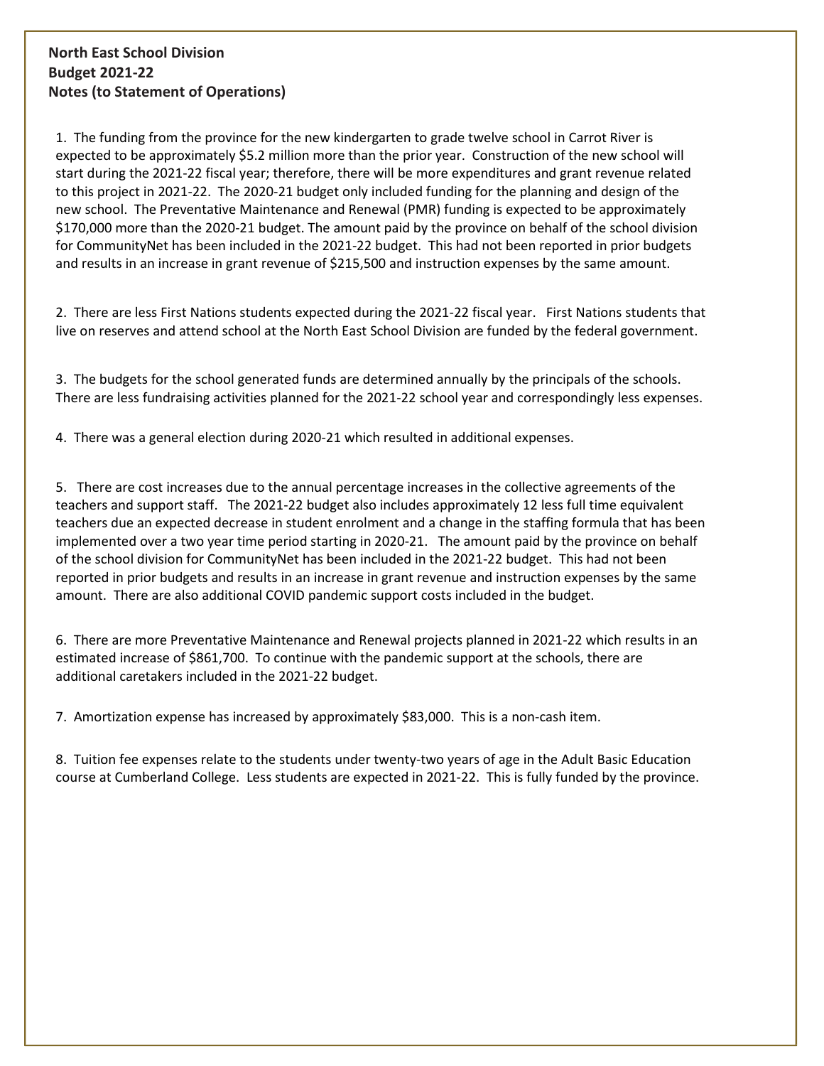**North East School Division**
**Budget 2021-22**
**Notes (to Statement of Operations)**

1. The funding from the province for the new kindergarten to grade twelve school in Carrot River is expected to be approximately $5.2 million more than the prior year. Construction of the new school will start during the 2021-22 fiscal year; therefore, there will be more expenditures and grant revenue related to this project in 2021-22. The 2020-21 budget only included funding for the planning and design of the new school. The Preventative Maintenance and Renewal (PMR) funding is expected to be approximately $170,000 more than the 2020-21 budget. The amount paid by the province on behalf of the school division for CommunityNet has been included in the 2021-22 budget. This had not been reported in prior budgets and results in an increase in grant revenue of $215,500 and instruction expenses by the same amount.

2. There are less First Nations students expected during the 2021-22 fiscal year. First Nations students that live on reserves and attend school at the North East School Division are funded by the federal government.

3. The budgets for the school generated funds are determined annually by the principals of the schools. There are less fundraising activities planned for the 2021-22 school year and correspondingly less expenses.

4. There was a general election during 2020-21 which resulted in additional expenses.

5. There are cost increases due to the annual percentage increases in the collective agreements of the teachers and support staff. The 2021-22 budget also includes approximately 12 less full time equivalent teachers due an expected decrease in student enrolment and a change in the staffing formula that has been implemented over a two year time period starting in 2020-21. The amount paid by the province on behalf of the school division for CommunityNet has been included in the 2021-22 budget. This had not been reported in prior budgets and results in an increase in grant revenue and instruction expenses by the same amount. There are also additional COVID pandemic support costs included in the budget.

6. There are more Preventative Maintenance and Renewal projects planned in 2021-22 which results in an estimated increase of $861,700. To continue with the pandemic support at the schools, there are additional caretakers included in the 2021-22 budget.

7. Amortization expense has increased by approximately $83,000. This is a non-cash item.

8. Tuition fee expenses relate to the students under twenty-two years of age in the Adult Basic Education course at Cumberland College. Less students are expected in 2021-22. This is fully funded by the province.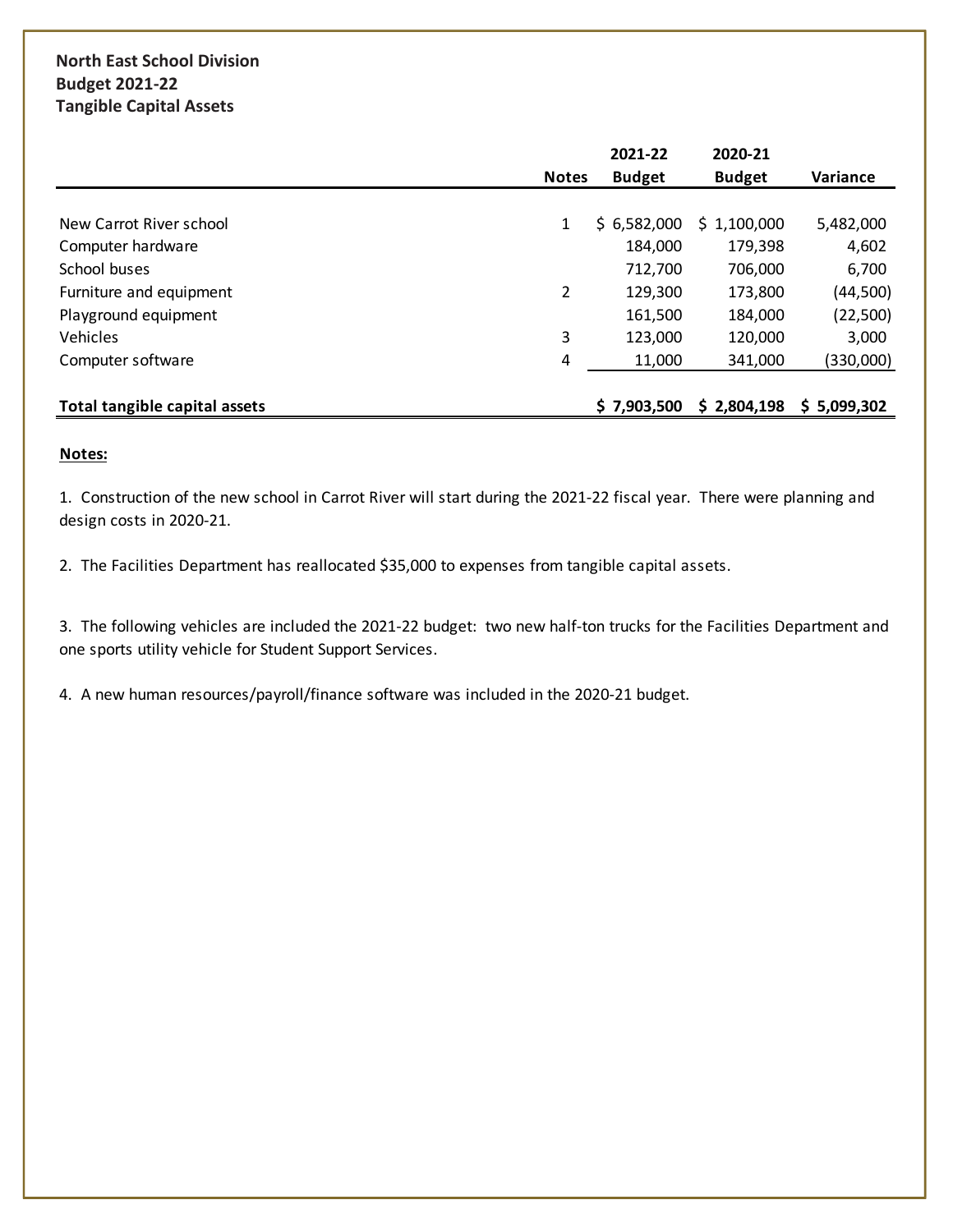**North East School Division**
**Budget 2021-22**
**Tangible Capital Assets**

| | Notes | 2021-22 Budget | 2020-21 Budget | Variance |
|---|---|---|---|---|
| New Carrot River school | 1 | $ 6,582,000 | $ 1,100,000 | 5,482,000 |
| Computer hardware | | 184,000 | 179,398 | 4,602 |
| School buses | | 712,700 | 706,000 | 6,700 |
| Furniture and equipment | 2 | 129,300 | 173,800 | (44,500) |
| Playground equipment | | 161,500 | 184,000 | (22,500) |
| Vehicles | 3 | 123,000 | 120,000 | 3,000 |
| Computer software | 4 | 11,000 | 341,000 | (330,000) |
| **Total tangible capital assets** | | **$ 7,903,500** | **$ 2,804,198** | **$ 5,099,302** |

**Notes:**

1. Construction of the new school in Carrot River will start during the 2021-22 fiscal year. There were planning and design costs in 2020-21.

2. The Facilities Department has reallocated $35,000 to expenses from tangible capital assets.

3. The following vehicles are included the 2021-22 budget: two new half-ton trucks for the Facilities Department and one sports utility vehicle for Student Support Services.

4. A new human resources/payroll/finance software was included in the 2020-21 budget.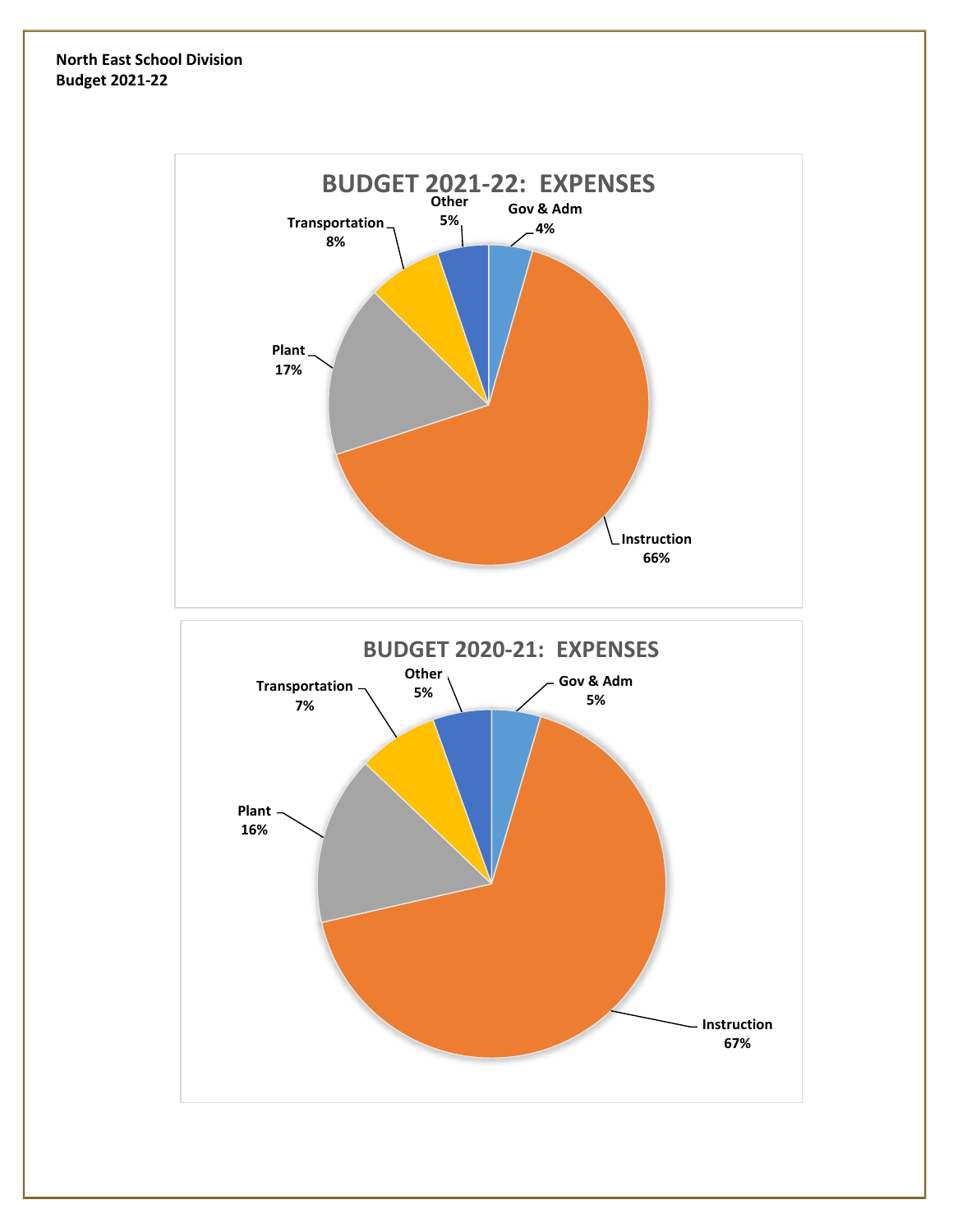**North East School Division**
**Budget 2021-22**

BUDGET 2021-22: EXPENSES

Other
5%

Gov & Adm
4%

Transportation
8%

Plant
17%

Instruction
66%

BUDGET 2020-21: EXPENSES

Other
5%

Gov & Adm
5%

Transportation
7%

Plant
16%

Instruction
67%